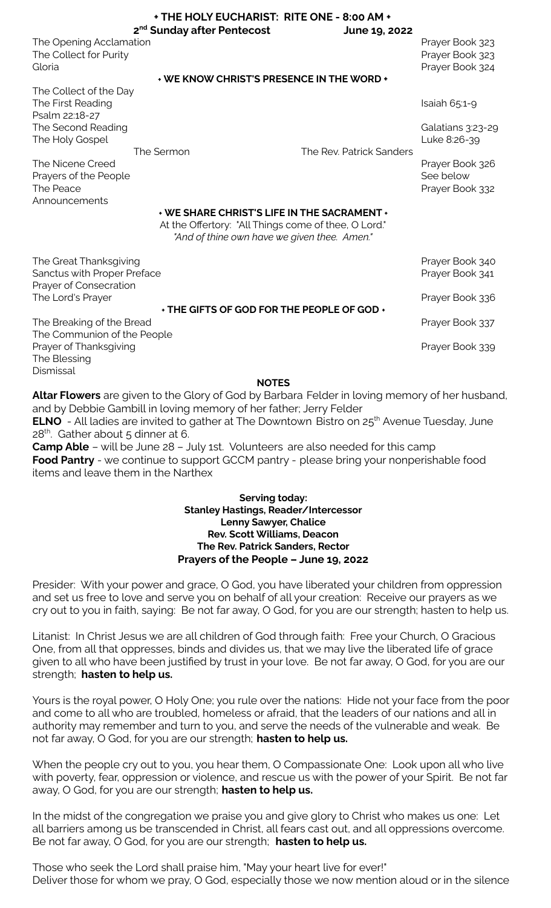# ✦ THE HOLY EUCHARIST: RITE ONE - 8:00 AM ✦

**2nd Sunday after Pentecost — June 19, 2022**

The Opening Acclamation — Prayer Book 323
The Collect for Purity — Prayer Book 323
Gloria — Prayer Book 324

## ✦ WE KNOW CHRIST'S PRESENCE IN THE WORD ✦

The Collect of the Day
The First Reading — Isaiah 65:1-9
Psalm 22:18-27
The Second Reading — Galatians 3:23-29
The Holy Gospel — Luke 8:26-39
The Sermon — The Rev. Patrick Sanders
The Nicene Creed — Prayer Book 326
Prayers of the People — See below
The Peace — Prayer Book 332
Announcements

## ✦ WE SHARE CHRIST'S LIFE IN THE SACRAMENT ✦

At the Offertory: "All Things come of thee, O Lord."
*"And of thine own have we given thee. Amen."*

The Great Thanksgiving — Prayer Book 340
Sanctus with Proper Preface — Prayer Book 341
Prayer of Consecration
The Lord's Prayer — Prayer Book 336

## ✦ THE GIFTS OF GOD FOR THE PEOPLE OF GOD ✦

The Breaking of the Bread — Prayer Book 337
The Communion of the People
Prayer of Thanksgiving — Prayer Book 339
The Blessing
Dismissal

## NOTES

**Altar Flowers** are given to the Glory of God by Barbara Felder in loving memory of her husband, and by Debbie Gambill in loving memory of her father; Jerry Felder

**ELNO** - All ladies are invited to gather at The Downtown Bistro on 25th Avenue Tuesday, June 28th. Gather about 5 dinner at 6.

**Camp Able** – will be June 28 – July 1st. Volunteers are also needed for this camp

**Food Pantry** - we continue to support GCCM pantry - please bring your nonperishable food items and leave them in the Narthex

**Serving today:**
**Stanley Hastings, Reader/Intercessor**
**Lenny Sawyer, Chalice**
**Rev. Scott Williams, Deacon**
**The Rev. Patrick Sanders, Rector**

## Prayers of the People – June 19, 2022

Presider: With your power and grace, O God, you have liberated your children from oppression and set us free to love and serve you on behalf of all your creation: Receive our prayers as we cry out to you in faith, saying: Be not far away, O God, for you are our strength; hasten to help us.

Litanist: In Christ Jesus we are all children of God through faith: Free your Church, O Gracious One, from all that oppresses, binds and divides us, that we may live the liberated life of grace given to all who have been justified by trust in your love. Be not far away, O God, for you are our strength; **hasten to help us.**

Yours is the royal power, O Holy One; you rule over the nations: Hide not your face from the poor and come to all who are troubled, homeless or afraid, that the leaders of our nations and all in authority may remember and turn to you, and serve the needs of the vulnerable and weak. Be not far away, O God, for you are our strength; **hasten to help us.**

When the people cry out to you, you hear them, O Compassionate One: Look upon all who live with poverty, fear, oppression or violence, and rescue us with the power of your Spirit. Be not far away, O God, for you are our strength; **hasten to help us.**

In the midst of the congregation we praise you and give glory to Christ who makes us one: Let all barriers among us be transcended in Christ, all fears cast out, and all oppressions overcome. Be not far away, O God, for you are our strength; **hasten to help us.**

Those who seek the Lord shall praise him, "May your heart live for ever!"
Deliver those for whom we pray, O God, especially those we now mention aloud or in the silence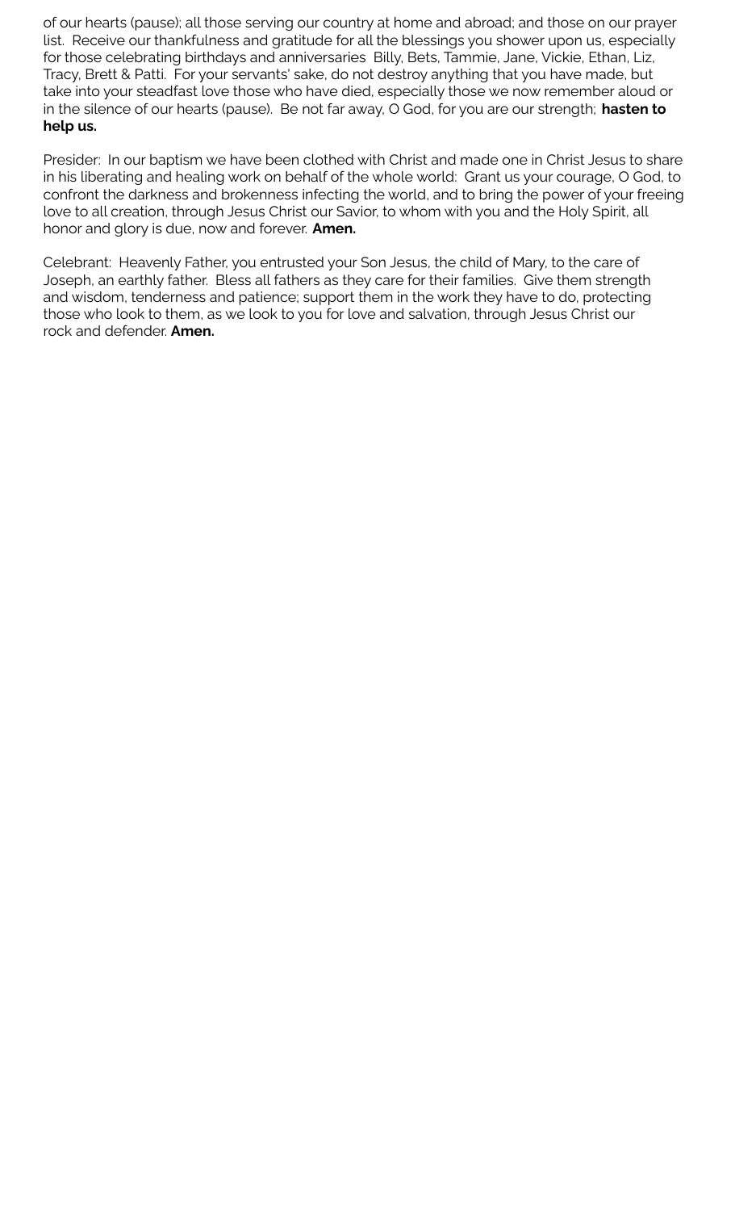of our hearts (pause); all those serving our country at home and abroad; and those on our prayer list. Receive our thankfulness and gratitude for all the blessings you shower upon us, especially for those celebrating birthdays and anniversaries Billy, Bets, Tammie, Jane, Vickie, Ethan, Liz, Tracy, Brett & Patti. For your servants' sake, do not destroy anything that you have made, but take into your steadfast love those who have died, especially those we now remember aloud or in the silence of our hearts (pause). Be not far away, O God, for you are our strength; **hasten to help us.**

Presider: In our baptism we have been clothed with Christ and made one in Christ Jesus to share in his liberating and healing work on behalf of the whole world: Grant us your courage, O God, to confront the darkness and brokenness infecting the world, and to bring the power of your freeing love to all creation, through Jesus Christ our Savior, to whom with you and the Holy Spirit, all honor and glory is due, now and forever. **Amen.**

Celebrant: Heavenly Father, you entrusted your Son Jesus, the child of Mary, to the care of Joseph, an earthly father. Bless all fathers as they care for their families. Give them strength and wisdom, tenderness and patience; support them in the work they have to do, protecting those who look to them, as we look to you for love and salvation, through Jesus Christ our rock and defender. **Amen.**